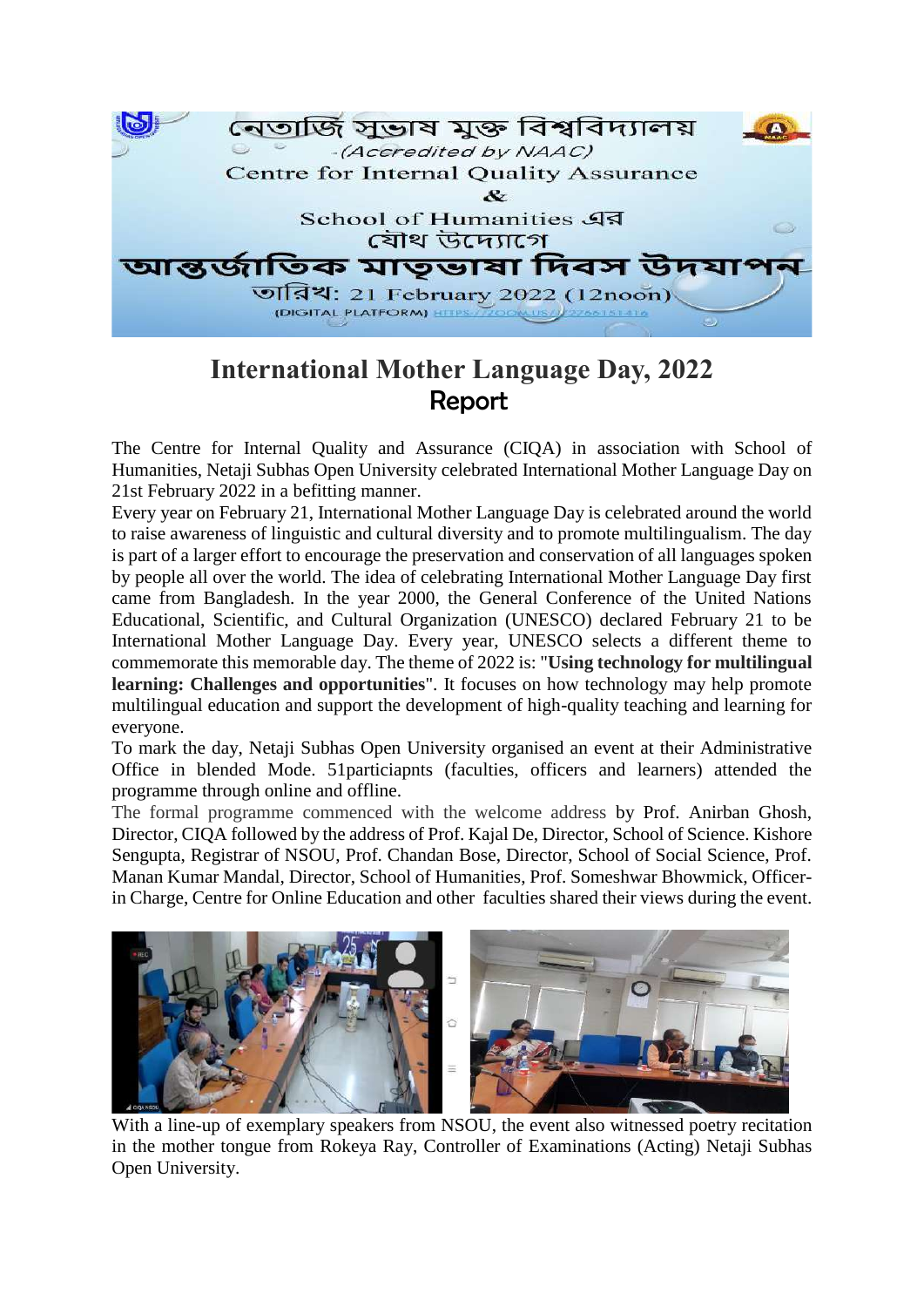নেতাজি সুভাষ মুক্ত বিশ্ববিদ্যালয়

*(Accredited by NAAC)*

Centre for Internal Quality Assurance

&

School of Humanities এর

যৌথ উদ্যোগে

আন্তর্জাতিক মাতৃভাষা দিবস উদযাপন

তারিখ: 21 February 2022 (12noon)

(DIGITAL PLATFORM) HTTPS://ZOOM.US/J/92766151416

# International Mother Language Day, 2022

## Report

The Centre for Internal Quality and Assurance (CIQA) in association with School of Humanities, Netaji Subhas Open University celebrated International Mother Language Day on 21st February 2022 in a befitting manner.

Every year on February 21, International Mother Language Day is celebrated around the world to raise awareness of linguistic and cultural diversity and to promote multilingualism. The day is part of a larger effort to encourage the preservation and conservation of all languages spoken by people all over the world. The idea of celebrating International Mother Language Day first came from Bangladesh. In the year 2000, the General Conference of the United Nations Educational, Scientific, and Cultural Organization (UNESCO) declared February 21 to be International Mother Language Day. Every year, UNESCO selects a different theme to commemorate this memorable day. The theme of 2022 is: "**Using technology for multilingual learning: Challenges and opportunities**". It focuses on how technology may help promote multilingual education and support the development of high-quality teaching and learning for everyone.

To mark the day, Netaji Subhas Open University organised an event at their Administrative Office in blended Mode. 51particiapnts (faculties, officers and learners) attended the programme through online and offline.

The formal programme commenced with the welcome address by Prof. Anirban Ghosh, Director, CIQA followed by the address of Prof. Kajal De, Director, School of Science. Kishore Sengupta, Registrar of NSOU, Prof. Chandan Bose, Director, School of Social Science, Prof. Manan Kumar Mandal, Director, School of Humanities, Prof. Someshwar Bhowmick, Officer-in Charge, Centre for Online Education and other faculties shared their views during the event.

With a line-up of exemplary speakers from NSOU, the event also witnessed poetry recitation in the mother tongue from Rokeya Ray, Controller of Examinations (Acting) Netaji Subhas Open University.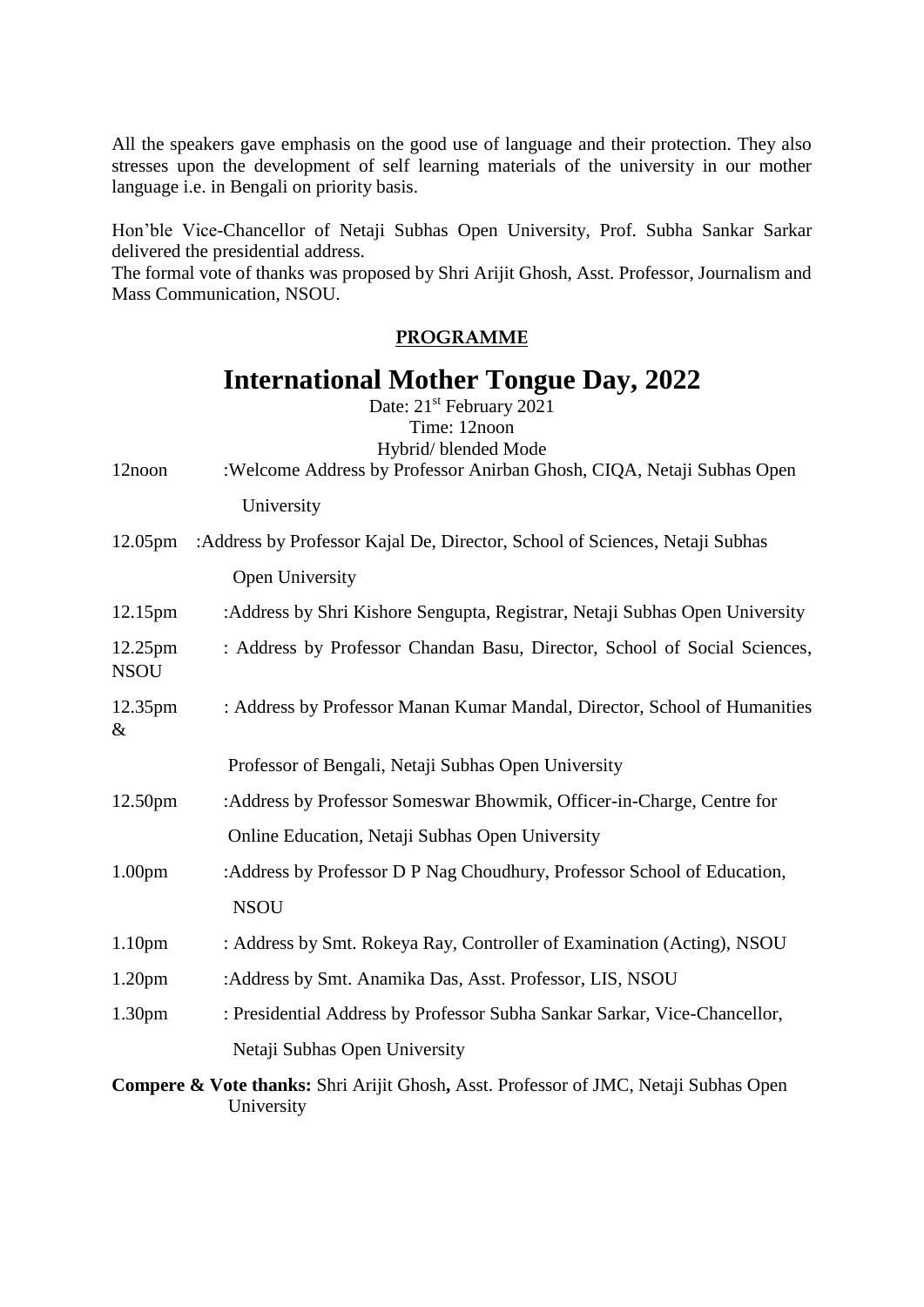All the speakers gave emphasis on the good use of language and their protection. They also stresses upon the development of self learning materials of the university in our mother language i.e. in Bengali on priority basis.

Hon'ble Vice-Chancellor of Netaji Subhas Open University, Prof. Subha Sankar Sarkar delivered the presidential address.
The formal vote of thanks was proposed by Shri Arijit Ghosh, Asst. Professor, Journalism and Mass Communication, NSOU.

**PROGRAMME**

# International Mother Tongue Day, 2022

Date: 21st February 2021
Time: 12noon
Hybrid/ blended Mode

12noon :Welcome Address by Professor Anirban Ghosh, CIQA, Netaji Subhas Open University

12.05pm :Address by Professor Kajal De, Director, School of Sciences, Netaji Subhas Open University

12.15pm :Address by Shri Kishore Sengupta, Registrar, Netaji Subhas Open University

12.25pm : Address by Professor Chandan Basu, Director, School of Social Sciences, NSOU

12.35pm : Address by Professor Manan Kumar Mandal, Director, School of Humanities & Professor of Bengali, Netaji Subhas Open University

12.50pm :Address by Professor Someswar Bhowmik, Officer-in-Charge, Centre for Online Education, Netaji Subhas Open University

1.00pm :Address by Professor D P Nag Choudhury, Professor School of Education, NSOU

1.10pm : Address by Smt. Rokeya Ray, Controller of Examination (Acting), NSOU

1.20pm :Address by Smt. Anamika Das, Asst. Professor, LIS, NSOU

1.30pm : Presidential Address by Professor Subha Sankar Sarkar, Vice-Chancellor, Netaji Subhas Open University

**Compere & Vote thanks:** Shri Arijit Ghosh**,** Asst. Professor of JMC, Netaji Subhas Open University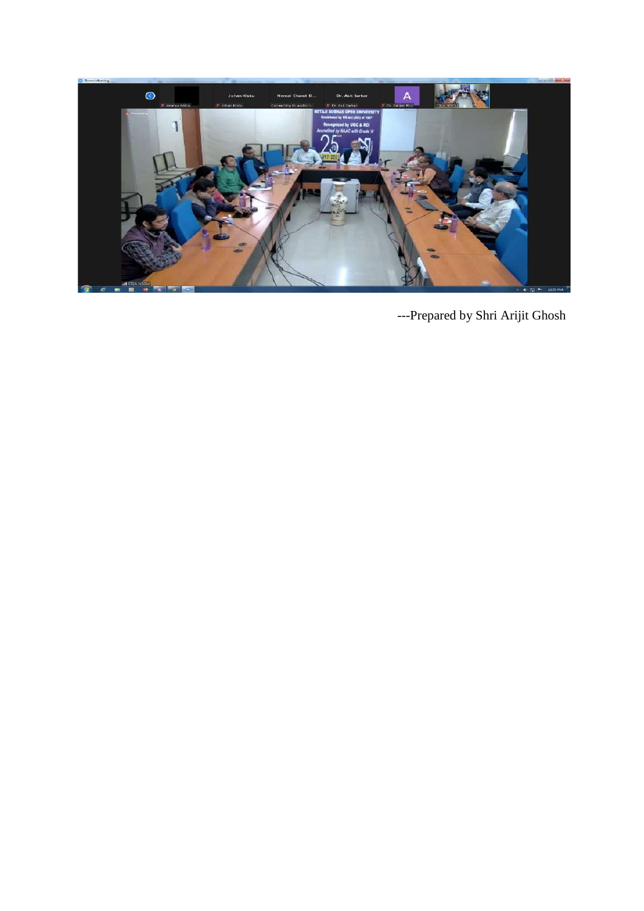---Prepared by Shri Arijit Ghosh